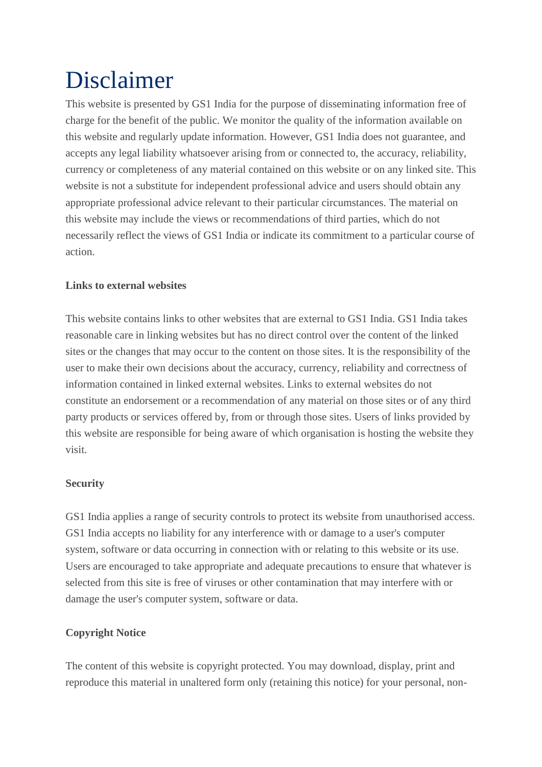# Disclaimer

This website is presented by GS1 India for the purpose of disseminating information free of charge for the benefit of the public. We monitor the quality of the information available on this website and regularly update information. However, GS1 India does not guarantee, and accepts any legal liability whatsoever arising from or connected to, the accuracy, reliability, currency or completeness of any material contained on this website or on any linked site. This website is not a substitute for independent professional advice and users should obtain any appropriate professional advice relevant to their particular circumstances. The material on this website may include the views or recommendations of third parties, which do not necessarily reflect the views of GS1 India or indicate its commitment to a particular course of action.

**Links to external websites**

This website contains links to other websites that are external to GS1 India. GS1 India takes reasonable care in linking websites but has no direct control over the content of the linked sites or the changes that may occur to the content on those sites. It is the responsibility of the user to make their own decisions about the accuracy, currency, reliability and correctness of information contained in linked external websites. Links to external websites do not constitute an endorsement or a recommendation of any material on those sites or of any third party products or services offered by, from or through those sites. Users of links provided by this website are responsible for being aware of which organisation is hosting the website they visit.

**Security**

GS1 India applies a range of security controls to protect its website from unauthorised access. GS1 India accepts no liability for any interference with or damage to a user's computer system, software or data occurring in connection with or relating to this website or its use. Users are encouraged to take appropriate and adequate precautions to ensure that whatever is selected from this site is free of viruses or other contamination that may interfere with or damage the user's computer system, software or data.

**Copyright Notice**

The content of this website is copyright protected. You may download, display, print and reproduce this material in unaltered form only (retaining this notice) for your personal, non-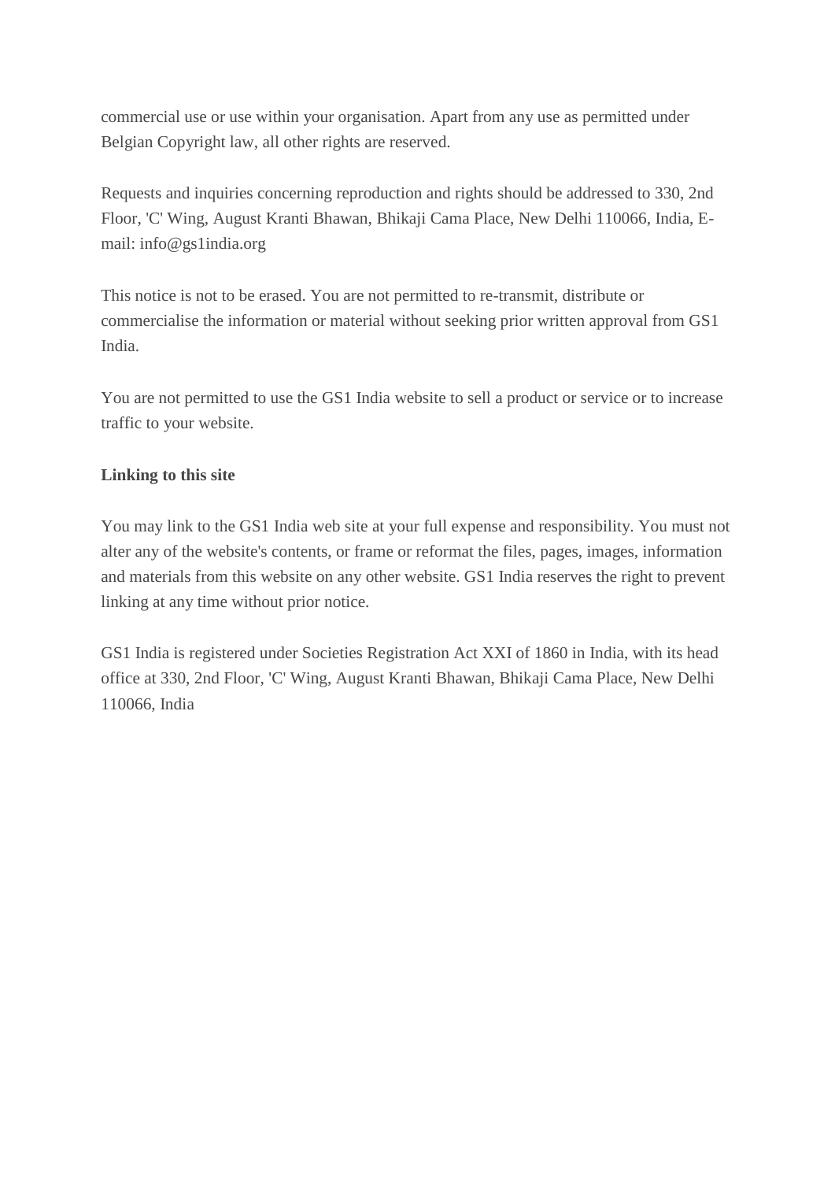commercial use or use within your organisation. Apart from any use as permitted under Belgian Copyright law, all other rights are reserved.

Requests and inquiries concerning reproduction and rights should be addressed to 330, 2nd Floor, 'C' Wing, August Kranti Bhawan, Bhikaji Cama Place, New Delhi 110066, India, E-mail: info@gs1india.org

This notice is not to be erased. You are not permitted to re-transmit, distribute or commercialise the information or material without seeking prior written approval from GS1 India.

You are not permitted to use the GS1 India website to sell a product or service or to increase traffic to your website.

**Linking to this site**

You may link to the GS1 India web site at your full expense and responsibility. You must not alter any of the website's contents, or frame or reformat the files, pages, images, information and materials from this website on any other website. GS1 India reserves the right to prevent linking at any time without prior notice.

GS1 India is registered under Societies Registration Act XXI of 1860 in India, with its head office at 330, 2nd Floor, 'C' Wing, August Kranti Bhawan, Bhikaji Cama Place, New Delhi 110066, India